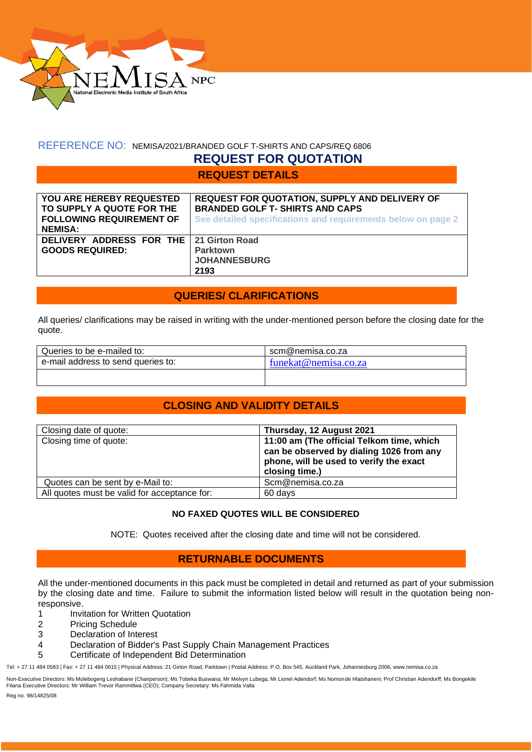NEMISA NPC
National Electronic Media Institute of South Africa

REFERENCE NO: NEMISA/2021/BRANDED GOLF T-SHIRTS AND CAPS/REQ 6806

# REQUEST FOR QUOTATION

## REQUEST DETAILS

| | |
|---|---|
| **YOU ARE HEREBY REQUESTED TO SUPPLY A QUOTE FOR THE FOLLOWING REQUIREMENT OF NEMISA:** | **REQUEST FOR QUOTATION, SUPPLY AND DELIVERY OF BRANDED GOLF T- SHIRTS AND CAPS**<br>**See detailed specifications and requirements below on page 2** |
| **DELIVERY ADDRESS FOR THE GOODS REQUIRED:** | **21 Girton Road**<br>**Parktown**<br>**JOHANNESBURG**<br>**2193** |

## QUERIES/ CLARIFICATIONS

All queries/ clarifications may be raised in writing with the under-mentioned person before the closing date for the quote.

| | |
|---|---|
| Queries to be e-mailed to: | scm@nemisa.co.za |
| e-mail address to send queries to: | funekat@nemisa.co.za |
| | |

## CLOSING AND VALIDITY DETAILS

| | |
|---|---|
| Closing date of quote: | **Thursday, 12 August 2021** |
| Closing time of quote: | **11:00 am (The official Telkom time, which can be observed by dialing 1026 from any phone, will be used to verify the exact closing time.)** |
| Quotes can be sent by e-Mail to: | Scm@nemisa.co.za |
| All quotes must be valid for acceptance for: | 60 days |

**NO FAXED QUOTES WILL BE CONSIDERED**

NOTE: Quotes received after the closing date and time will not be considered.

## RETURNABLE DOCUMENTS

All the under-mentioned documents in this pack must be completed in detail and returned as part of your submission by the closing date and time. Failure to submit the information listed below will result in the quotation being non-responsive.

1. Invitation for Written Quotation
2. Pricing Schedule
3. Declaration of Interest
4. Declaration of Bidder's Past Supply Chain Management Practices
5. Certificate of Independent Bid Determination

Tel: + 27 11 484 0583 | Fax: + 27 11 484 0615 | Physical Address: 21 Girton Road, Parktown | Postal Address: P.O. Box 545, Auckland Park, Johannesburg 2006, www.nemisa.co.za

Non-Executive Directors: Ms Molebogeng Leshabane (Chairperson); Ms Tobeka Buswana; Mr Melvyn Lubega; Mr Lionel Adendorf; Ms Nomonde Hlatshaneni; Prof Christian Adendorff; Ms Bongekile Filana Executive Directors: Mr William Trevor Rammitlwa (CEO); Company Secretary: Ms Fahmida Valla

Reg no. 98/14825/08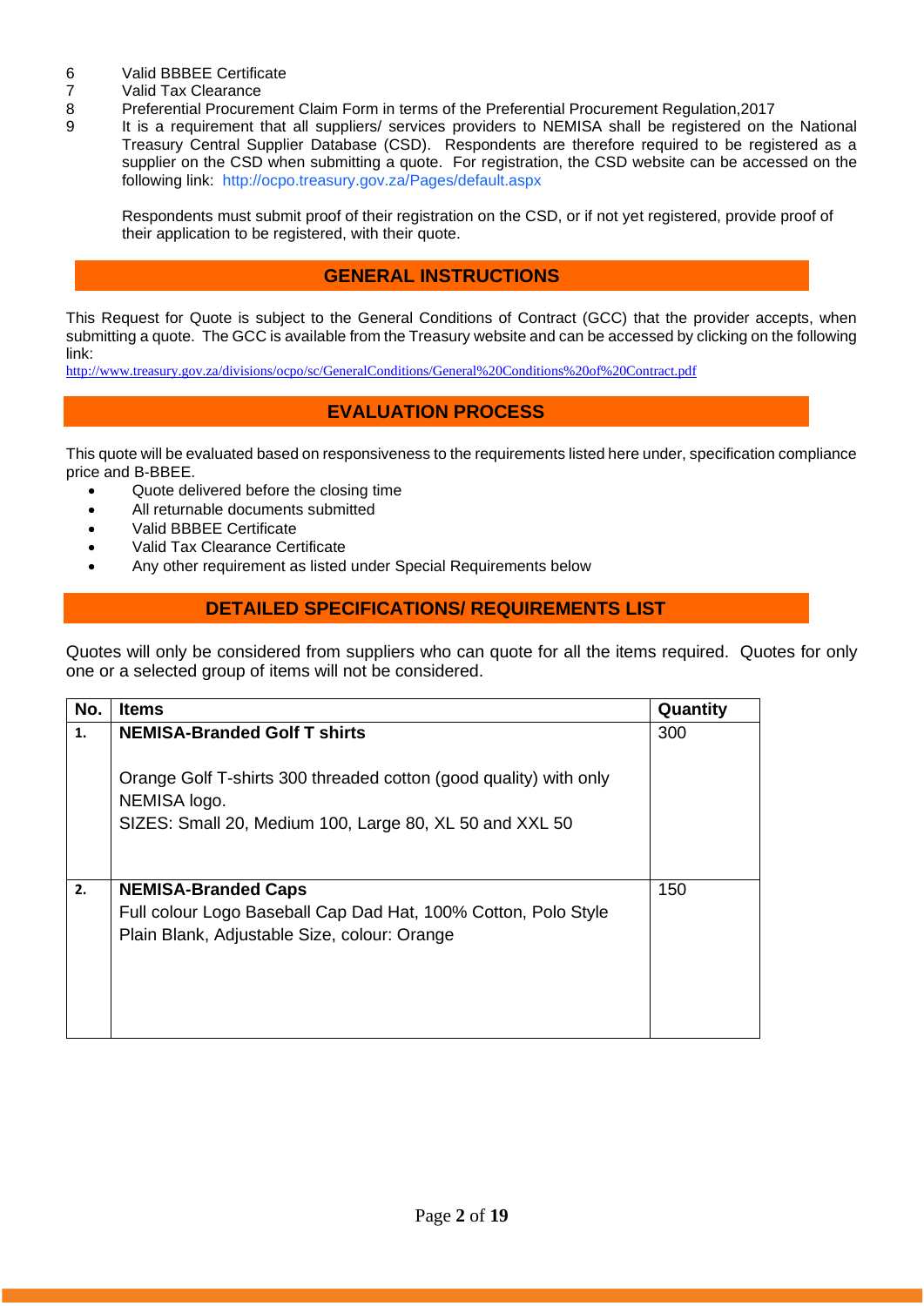6. Valid BBBEE Certificate
7. Valid Tax Clearance
8. Preferential Procurement Claim Form in terms of the Preferential Procurement Regulation,2017
9. It is a requirement that all suppliers/ services providers to NEMISA shall be registered on the National Treasury Central Supplier Database (CSD). Respondents are therefore required to be registered as a supplier on the CSD when submitting a quote. For registration, the CSD website can be accessed on the following link: http://ocpo.treasury.gov.za/Pages/default.aspx

   Respondents must submit proof of their registration on the CSD, or if not yet registered, provide proof of their application to be registered, with their quote.

## GENERAL INSTRUCTIONS

This Request for Quote is subject to the General Conditions of Contract (GCC) that the provider accepts, when submitting a quote. The GCC is available from the Treasury website and can be accessed by clicking on the following link:
http://www.treasury.gov.za/divisions/ocpo/sc/GeneralConditions/General%20Conditions%20of%20Contract.pdf

## EVALUATION PROCESS

This quote will be evaluated based on responsiveness to the requirements listed here under, specification compliance price and B-BBEE.

- Quote delivered before the closing time
- All returnable documents submitted
- Valid BBBEE Certificate
- Valid Tax Clearance Certificate
- Any other requirement as listed under Special Requirements below

## DETAILED SPECIFICATIONS/ REQUIREMENTS LIST

Quotes will only be considered from suppliers who can quote for all the items required. Quotes for only one or a selected group of items will not be considered.

| No. | Items | Quantity |
|---|---|---|
| 1. | **NEMISA-Branded Golf T shirts**<br><br>Orange Golf T-shirts 300 threaded cotton (good quality) with only NEMISA logo.<br>SIZES: Small 20, Medium 100, Large 80, XL 50 and XXL 50 | 300 |
| 2. | **NEMISA-Branded Caps**<br>Full colour Logo Baseball Cap Dad Hat, 100% Cotton, Polo Style Plain Blank, Adjustable Size, colour: Orange | 150 |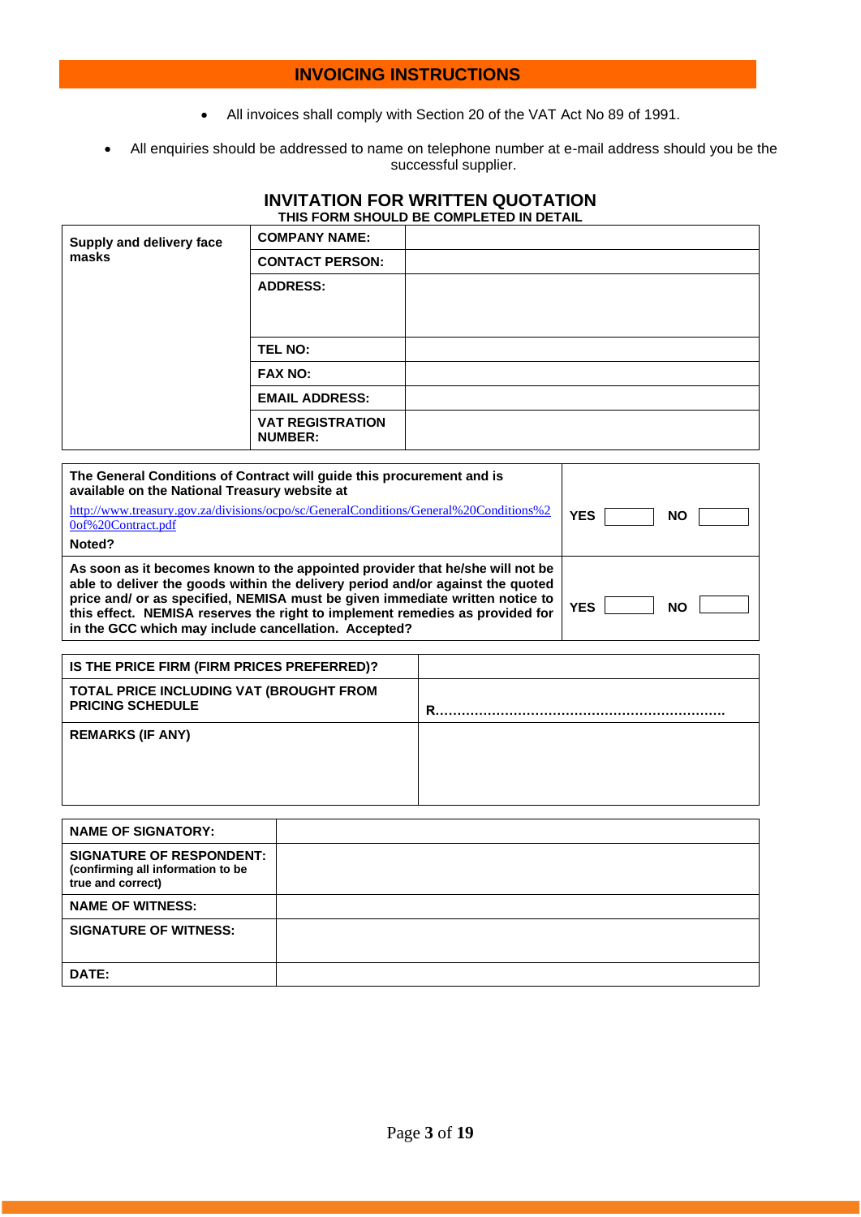## INVOICING INSTRUCTIONS

- All invoices shall comply with Section 20 of the VAT Act No 89 of 1991.
- All enquiries should be addressed to name on telephone number at e-mail address should you be the successful supplier.

## INVITATION FOR WRITTEN QUOTATION

**THIS FORM SHOULD BE COMPLETED IN DETAIL**

| Supply and delivery face masks | | |
|---|---|---|
| | **COMPANY NAME:** | |
| | **CONTACT PERSON:** | |
| | **ADDRESS:** | |
| | **TEL NO:** | |
| | **FAX NO:** | |
| | **EMAIL ADDRESS:** | |
| | **VAT REGISTRATION NUMBER:** | |

| | |
|---|---|
| **The General Conditions of Contract will guide this procurement and is available on the National Treasury website at** http://www.treasury.gov.za/divisions/ocpo/sc/GeneralConditions/General%20Conditions%20of%20Contract.pdf **Noted?** | **YES** ☐ **NO** ☐ |
| **As soon as it becomes known to the appointed provider that he/she will not be able to deliver the goods within the delivery period and/or against the quoted price and/ or as specified, NEMISA must be given immediate written notice to this effect. NEMISA reserves the right to implement remedies as provided for in the GCC which may include cancellation. Accepted?** | **YES** ☐ **NO** ☐ |

| | |
|---|---|
| **IS THE PRICE FIRM (FIRM PRICES PREFERRED)?** | |
| **TOTAL PRICE INCLUDING VAT (BROUGHT FROM PRICING SCHEDULE** | **R………………………………………………………….** |
| **REMARKS (IF ANY)** | |

| | |
|---|---|
| **NAME OF SIGNATORY:** | |
| **SIGNATURE OF RESPONDENT:** (confirming all information to be true and correct) | |
| **NAME OF WITNESS:** | |
| **SIGNATURE OF WITNESS:** | |
| **DATE:** | |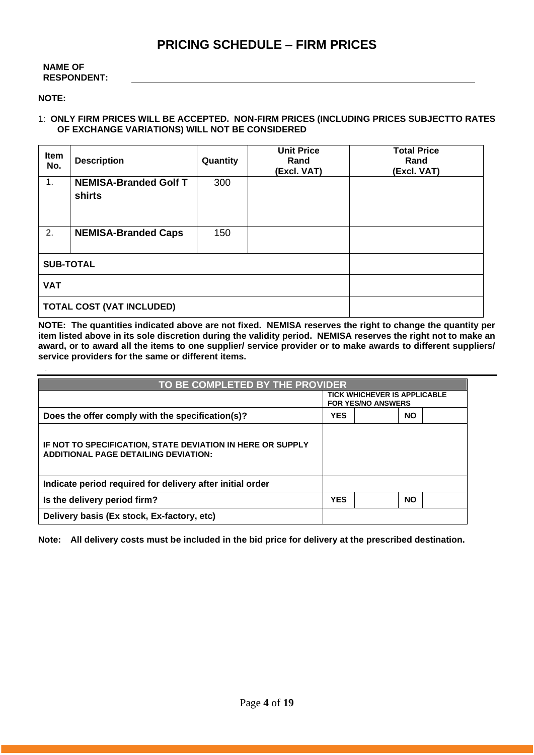# PRICING SCHEDULE – FIRM PRICES

**NAME OF RESPONDENT:** ____________________________________________

**NOTE:**

1: **ONLY FIRM PRICES WILL BE ACCEPTED. NON-FIRM PRICES (INCLUDING PRICES SUBJECTTO RATES OF EXCHANGE VARIATIONS) WILL NOT BE CONSIDERED**

| Item No. | Description | Quantity | Unit Price Rand (Excl. VAT) | Total Price Rand (Excl. VAT) |
|---|---|---|---|---|
| 1. | **NEMISA-Branded Golf T shirts** | 300 | | |
| 2. | **NEMISA-Branded Caps** | 150 | | |
| **SUB-TOTAL** | | | | |
| **VAT** | | | | |
| **TOTAL COST (VAT INCLUDED)** | | | | |

**NOTE: The quantities indicated above are not fixed. NEMISA reserves the right to change the quantity per item listed above in its sole discretion during the validity period. NEMISA reserves the right not to make an award, or to award all the items to one supplier/ service provider or to make awards to different suppliers/ service providers for the same or different items.**

| TO BE COMPLETED BY THE PROVIDER | | | | |
|---|---|---|---|---|
| | TICK WHICHEVER IS APPLICABLE FOR YES/NO ANSWERS | | | |
| **Does the offer comply with the specification(s)?** | **YES** | | **NO** | |
| **IF NOT TO SPECIFICATION, STATE DEVIATION IN HERE OR SUPPLY ADDITIONAL PAGE DETAILING DEVIATION:** | | | | |
| **Indicate period required for delivery after initial order** | | | | |
| **Is the delivery period firm?** | **YES** | | **NO** | |
| **Delivery basis (Ex stock, Ex-factory, etc)** | | | | |

**Note: All delivery costs must be included in the bid price for delivery at the prescribed destination.**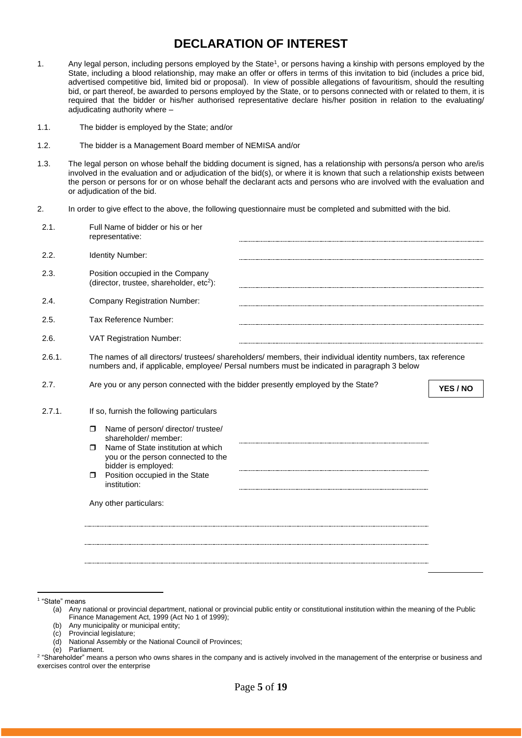# DECLARATION OF INTEREST

1. Any legal person, including persons employed by the State[1], or persons having a kinship with persons employed by the State, including a blood relationship, may make an offer or offers in terms of this invitation to bid (includes a price bid, advertised competitive bid, limited bid or proposal). In view of possible allegations of favouritism, should the resulting bid, or part thereof, be awarded to persons employed by the State, or to persons connected with or related to them, it is required that the bidder or his/her authorised representative declare his/her position in relation to the evaluating/ adjudicating authority where –

1.1. The bidder is employed by the State; and/or

1.2. The bidder is a Management Board member of NEMISA and/or

1.3. The legal person on whose behalf the bidding document is signed, has a relationship with persons/a person who are/is involved in the evaluation and or adjudication of the bid(s), or where it is known that such a relationship exists between the person or persons for or on whose behalf the declarant acts and persons who are involved with the evaluation and or adjudication of the bid.

2. In order to give effect to the above, the following questionnaire must be completed and submitted with the bid.

2.1. Full Name of bidder or his or her representative: ..............................

2.2. Identity Number: ..............................

2.3. Position occupied in the Company (director, trustee, shareholder, etc[2]): ..............................

2.4. Company Registration Number: ..............................

2.5. Tax Reference Number: ..............................

2.6. VAT Registration Number: ..............................

2.6.1. The names of all directors/ trustees/ shareholders/ members, their individual identity numbers, tax reference numbers and, if applicable, employee/ Persal numbers must be indicated in paragraph 3 below

2.7. Are you or any person connected with the bidder presently employed by the State? **YES / NO**

2.7.1. If so, furnish the following particulars

- Name of person/ director/ trustee/ shareholder/ member: ..............................
- Name of State institution at which you or the person connected to the bidder is employed: ..............................
- Position occupied in the State institution: ..............................

Any other particulars:

..............................

..............................

..............................

---

[1] "State" means
(a) Any national or provincial department, national or provincial public entity or constitutional institution within the meaning of the Public Finance Management Act, 1999 (Act No 1 of 1999);
(b) Any municipality or municipal entity;
(c) Provincial legislature;
(d) National Assembly or the National Council of Provinces;
(e) Parliament.

[2] "Shareholder" means a person who owns shares in the company and is actively involved in the management of the enterprise or business and exercises control over the enterprise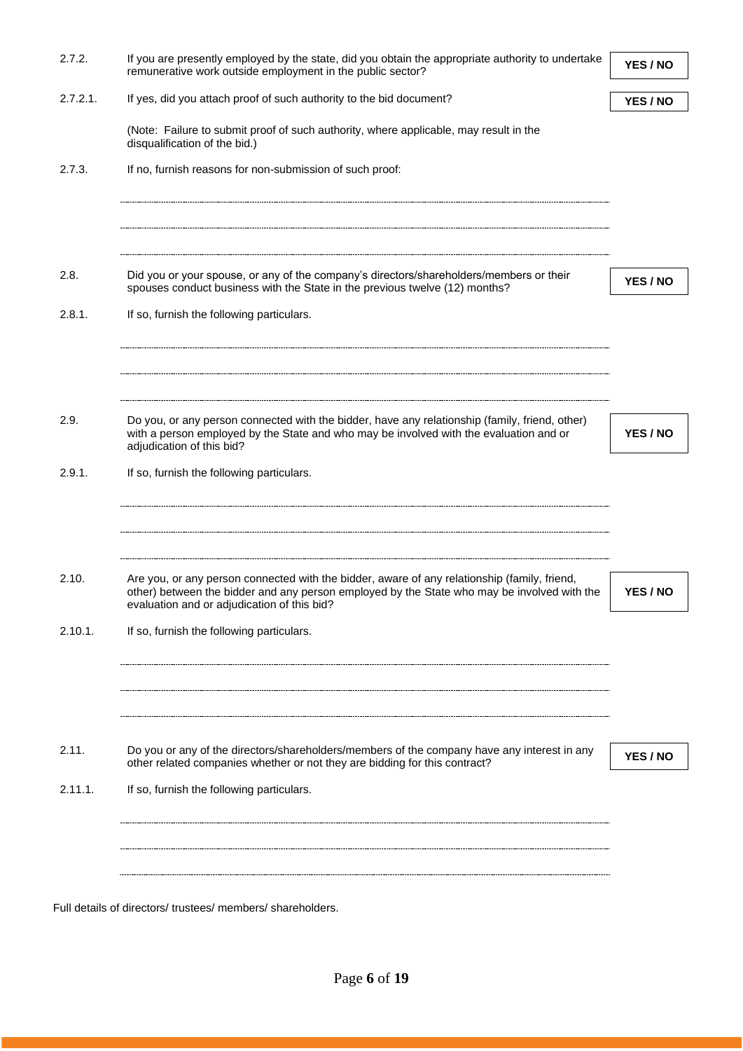| | | |
|---|---|---|
| 2.7.2. | If you are presently employed by the state, did you obtain the appropriate authority to undertake remunerative work outside employment in the public sector? | **YES / NO** |
| 2.7.2.1. | If yes, did you attach proof of such authority to the bid document? | **YES / NO** |
| | (Note: Failure to submit proof of such authority, where applicable, may result in the disqualification of the bid.) | |
| 2.7.3. | If no, furnish reasons for non-submission of such proof: | |

..................................................................................................................................................

..................................................................................................................................................

..................................................................................................................................................

| | | |
|---|---|---|
| 2.8. | Did you or your spouse, or any of the company's directors/shareholders/members or their spouses conduct business with the State in the previous twelve (12) months? | **YES / NO** |
| 2.8.1. | If so, furnish the following particulars. | |

..................................................................................................................................................

..................................................................................................................................................

..................................................................................................................................................

| | | |
|---|---|---|
| 2.9. | Do you, or any person connected with the bidder, have any relationship (family, friend, other) with a person employed by the State and who may be involved with the evaluation and or adjudication of this bid? | **YES / NO** |
| 2.9.1. | If so, furnish the following particulars. | |

..................................................................................................................................................

..................................................................................................................................................

..................................................................................................................................................

| | | |
|---|---|---|
| 2.10. | Are you, or any person connected with the bidder, aware of any relationship (family, friend, other) between the bidder and any person employed by the State who may be involved with the evaluation and or adjudication of this bid? | **YES / NO** |
| 2.10.1. | If so, furnish the following particulars. | |

..................................................................................................................................................

..................................................................................................................................................

..................................................................................................................................................

| | | |
|---|---|---|
| 2.11. | Do you or any of the directors/shareholders/members of the company have any interest in any other related companies whether or not they are bidding for this contract? | **YES / NO** |
| 2.11.1. | If so, furnish the following particulars. | |

..................................................................................................................................................

..................................................................................................................................................

..................................................................................................................................................

Full details of directors/ trustees/ members/ shareholders.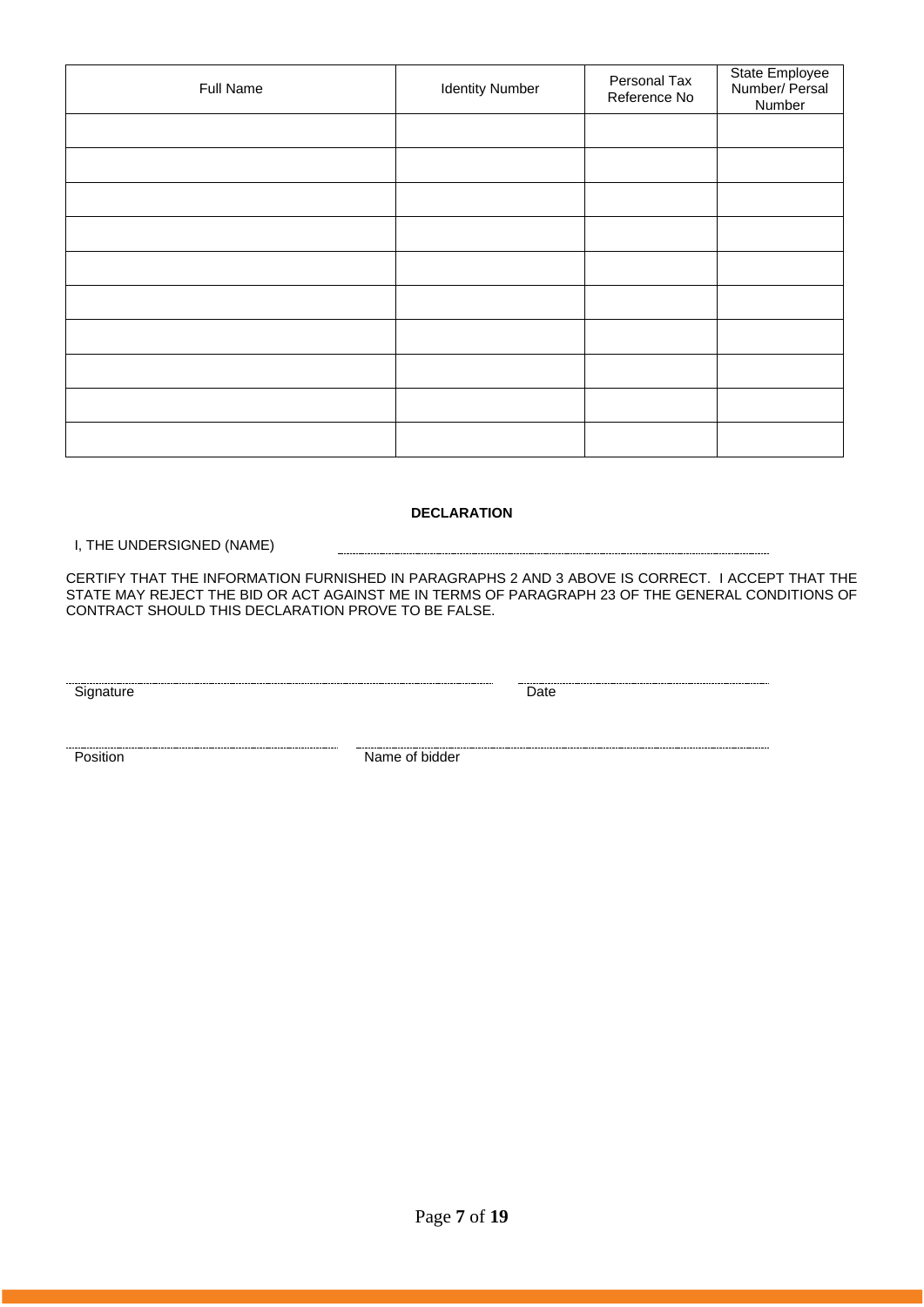| Full Name | Identity Number | Personal Tax Reference No | State Employee Number/ Persal Number |
|---|---|---|---|
| | | | |
| | | | |
| | | | |
| | | | |
| | | | |
| | | | |
| | | | |
| | | | |
| | | | |
| | | | |

**DECLARATION**

I, THE UNDERSIGNED (NAME) ……………………………………………………………………

CERTIFY THAT THE INFORMATION FURNISHED IN PARAGRAPHS 2 AND 3 ABOVE IS CORRECT. I ACCEPT THAT THE STATE MAY REJECT THE BID OR ACT AGAINST ME IN TERMS OF PARAGRAPH 23 OF THE GENERAL CONDITIONS OF CONTRACT SHOULD THIS DECLARATION PROVE TO BE FALSE.

……………………………………………… ………………………………
Signature Date

……………………………… ………………………………………………
Position Name of bidder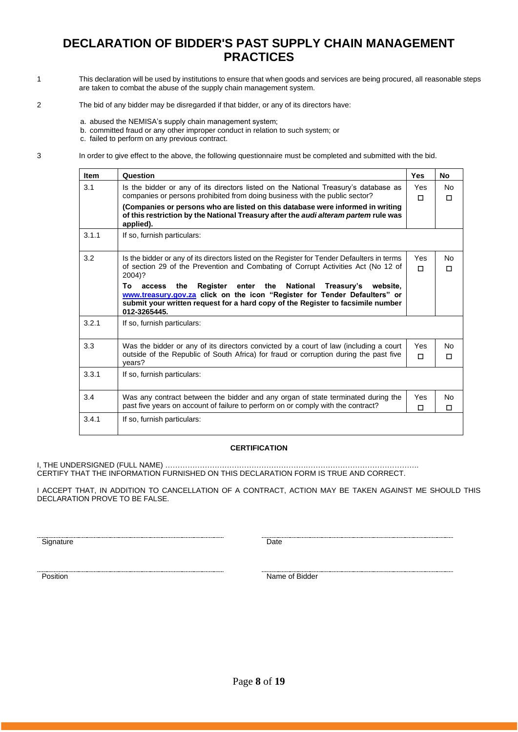# DECLARATION OF BIDDER'S PAST SUPPLY CHAIN MANAGEMENT PRACTICES

1. This declaration will be used by institutions to ensure that when goods and services are being procured, all reasonable steps are taken to combat the abuse of the supply chain management system.

2. The bid of any bidder may be disregarded if that bidder, or any of its directors have:

   a. abused the NEMISA's supply chain management system;
   b. committed fraud or any other improper conduct in relation to such system; or
   c. failed to perform on any previous contract.

3. In order to give effect to the above, the following questionnaire must be completed and submitted with the bid.

| Item | Question | Yes | No |
|---|---|---|---|
| 3.1 | Is the bidder or any of its directors listed on the National Treasury's database as companies or persons prohibited from doing business with the public sector?<br>**(Companies or persons who are listed on this database were informed in writing of this restriction by the National Treasury after the *audi alteram partem* rule was applied).** | Yes ☐ | No ☐ |
| 3.1.1 | If so, furnish particulars: | | |
| 3.2 | Is the bidder or any of its directors listed on the Register for Tender Defaulters in terms of section 29 of the Prevention and Combating of Corrupt Activities Act (No 12 of 2004)?<br>**To access the Register enter the National Treasury's website, www.treasury.gov.za click on the icon "Register for Tender Defaulters" or submit your written request for a hard copy of the Register to facsimile number 012-3265445.** | Yes ☐ | No ☐ |
| 3.2.1 | If so, furnish particulars: | | |
| 3.3 | Was the bidder or any of its directors convicted by a court of law (including a court outside of the Republic of South Africa) for fraud or corruption during the past five years? | Yes ☐ | No ☐ |
| 3.3.1 | If so, furnish particulars: | | |
| 3.4 | Was any contract between the bidder and any organ of state terminated during the past five years on account of failure to perform on or comply with the contract? | Yes ☐ | No ☐ |
| 3.4.1 | If so, furnish particulars: | | |

**CERTIFICATION**

I, THE UNDERSIGNED (FULL NAME) ……………………………………………………………………………………… CERTIFY THAT THE INFORMATION FURNISHED ON THIS DECLARATION FORM IS TRUE AND CORRECT.

I ACCEPT THAT, IN ADDITION TO CANCELLATION OF A CONTRACT, ACTION MAY BE TAKEN AGAINST ME SHOULD THIS DECLARATION PROVE TO BE FALSE.

| ……………………………………… | ……………………………………… |
|---|---|
| Signature | Date |
| ……………………………………… | ……………………………………… |
| Position | Name of Bidder |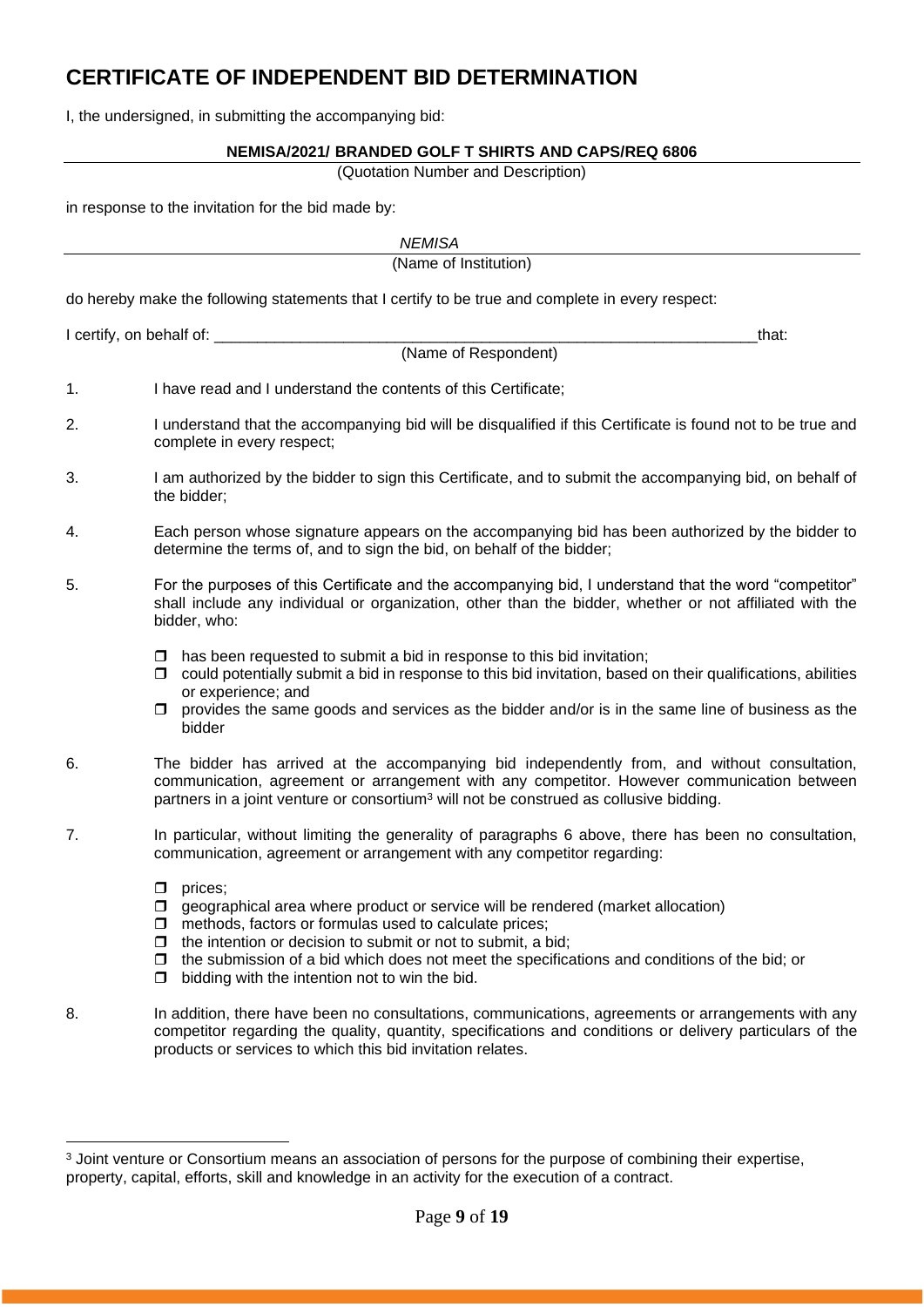# CERTIFICATE OF INDEPENDENT BID DETERMINATION

I, the undersigned, in submitting the accompanying bid:

**NEMISA/2021/ BRANDED GOLF T SHIRTS AND CAPS/REQ 6806**

(Quotation Number and Description)

in response to the invitation for the bid made by:

*NEMISA*

(Name of Institution)

do hereby make the following statements that I certify to be true and complete in every respect:

I certify, on behalf of: _________________________________________________________________that:

(Name of Respondent)

1. I have read and I understand the contents of this Certificate;

2. I understand that the accompanying bid will be disqualified if this Certificate is found not to be true and complete in every respect;

3. I am authorized by the bidder to sign this Certificate, and to submit the accompanying bid, on behalf of the bidder;

4. Each person whose signature appears on the accompanying bid has been authorized by the bidder to determine the terms of, and to sign the bid, on behalf of the bidder;

5. For the purposes of this Certificate and the accompanying bid, I understand that the word “competitor” shall include any individual or organization, other than the bidder, whether or not affiliated with the bidder, who:

   - ❒ has been requested to submit a bid in response to this bid invitation;
   - ❒ could potentially submit a bid in response to this bid invitation, based on their qualifications, abilities or experience; and
   - ❒ provides the same goods and services as the bidder and/or is in the same line of business as the bidder

6. The bidder has arrived at the accompanying bid independently from, and without consultation, communication, agreement or arrangement with any competitor. However communication between partners in a joint venture or consortium[3] will not be construed as collusive bidding.

7. In particular, without limiting the generality of paragraphs 6 above, there has been no consultation, communication, agreement or arrangement with any competitor regarding:

   - ❒ prices;
   - ❒ geographical area where product or service will be rendered (market allocation)
   - ❒ methods, factors or formulas used to calculate prices;
   - ❒ the intention or decision to submit or not to submit, a bid;
   - ❒ the submission of a bid which does not meet the specifications and conditions of the bid; or
   - ❒ bidding with the intention not to win the bid.

8. In addition, there have been no consultations, communications, agreements or arrangements with any competitor regarding the quality, quantity, specifications and conditions or delivery particulars of the products or services to which this bid invitation relates.

---

[3] Joint venture or Consortium means an association of persons for the purpose of combining their expertise, property, capital, efforts, skill and knowledge in an activity for the execution of a contract.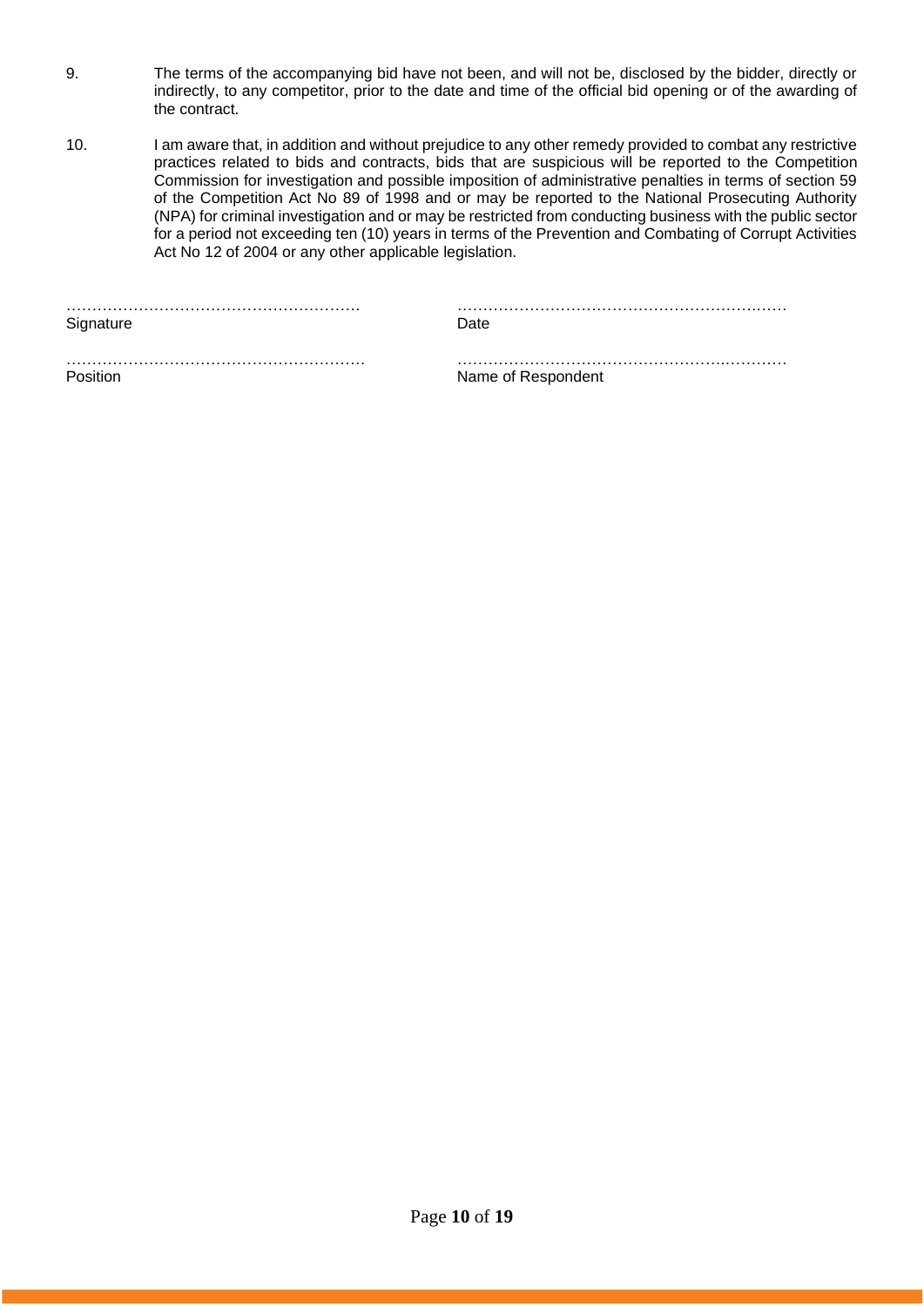9. The terms of the accompanying bid have not been, and will not be, disclosed by the bidder, directly or indirectly, to any competitor, prior to the date and time of the official bid opening or of the awarding of the contract.

10. I am aware that, in addition and without prejudice to any other remedy provided to combat any restrictive practices related to bids and contracts, bids that are suspicious will be reported to the Competition Commission for investigation and possible imposition of administrative penalties in terms of section 59 of the Competition Act No 89 of 1998 and or may be reported to the National Prosecuting Authority (NPA) for criminal investigation and or may be restricted from conducting business with the public sector for a period not exceeding ten (10) years in terms of the Prevention and Combating of Corrupt Activities Act No 12 of 2004 or any other applicable legislation.

| | |
|---|---|
| ………………………………………………… | ……………………………………………………… |
| Signature | Date |
| ………………………………………………… | ……………………………………………………… |
| Position | Name of Respondent |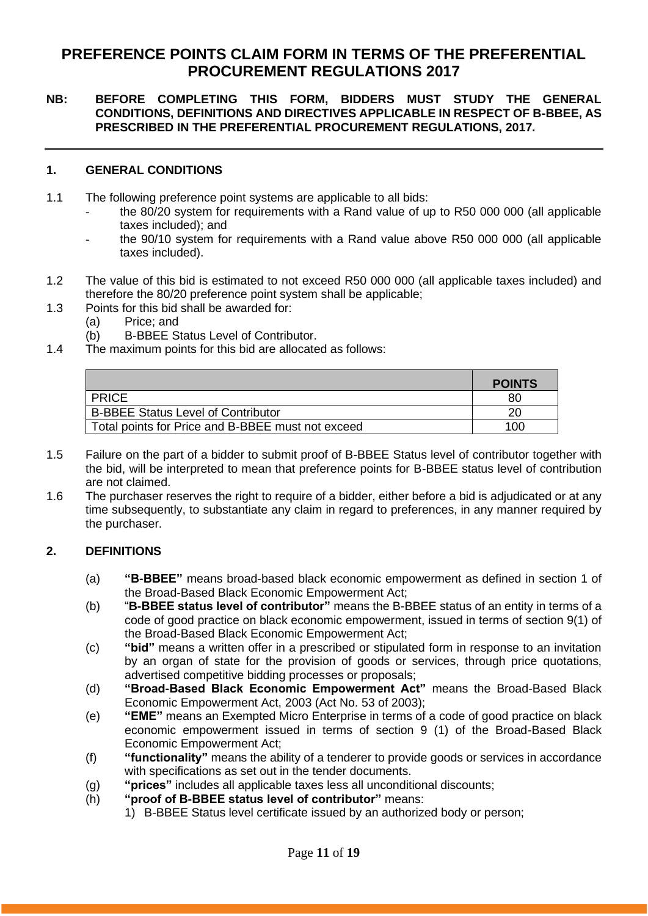# PREFERENCE POINTS CLAIM FORM IN TERMS OF THE PREFERENTIAL PROCUREMENT REGULATIONS 2017

**NB: BEFORE COMPLETING THIS FORM, BIDDERS MUST STUDY THE GENERAL CONDITIONS, DEFINITIONS AND DIRECTIVES APPLICABLE IN RESPECT OF B-BBEE, AS PRESCRIBED IN THE PREFERENTIAL PROCUREMENT REGULATIONS, 2017.**

---

## 1. GENERAL CONDITIONS

1.1 The following preference point systems are applicable to all bids:

- the 80/20 system for requirements with a Rand value of up to R50 000 000 (all applicable taxes included); and
- the 90/10 system for requirements with a Rand value above R50 000 000 (all applicable taxes included).

1.2 The value of this bid is estimated to not exceed R50 000 000 (all applicable taxes included) and therefore the 80/20 preference point system shall be applicable;

1.3 Points for this bid shall be awarded for:

(a) Price; and

(b) B-BBEE Status Level of Contributor.

1.4 The maximum points for this bid are allocated as follows:

| | **POINTS** |
|---|---|
| PRICE | 80 |
| B-BBEE Status Level of Contributor | 20 |
| Total points for Price and B-BBEE must not exceed | 100 |

1.5 Failure on the part of a bidder to submit proof of B-BBEE Status level of contributor together with the bid, will be interpreted to mean that preference points for B-BBEE status level of contribution are not claimed.

1.6 The purchaser reserves the right to require of a bidder, either before a bid is adjudicated or at any time subsequently, to substantiate any claim in regard to preferences, in any manner required by the purchaser.

## 2. DEFINITIONS

(a) **"B-BBEE"** means broad-based black economic empowerment as defined in section 1 of the Broad-Based Black Economic Empowerment Act;

(b) "**B-BBEE status level of contributor"** means the B-BBEE status of an entity in terms of a code of good practice on black economic empowerment, issued in terms of section 9(1) of the Broad-Based Black Economic Empowerment Act;

(c) **"bid"** means a written offer in a prescribed or stipulated form in response to an invitation by an organ of state for the provision of goods or services, through price quotations, advertised competitive bidding processes or proposals;

(d) **"Broad-Based Black Economic Empowerment Act"** means the Broad-Based Black Economic Empowerment Act, 2003 (Act No. 53 of 2003);

(e) **"EME"** means an Exempted Micro Enterprise in terms of a code of good practice on black economic empowerment issued in terms of section 9 (1) of the Broad-Based Black Economic Empowerment Act;

(f) **"functionality"** means the ability of a tenderer to provide goods or services in accordance with specifications as set out in the tender documents.

(g) **"prices"** includes all applicable taxes less all unconditional discounts;

(h) **"proof of B-BBEE status level of contributor"** means:

1) B-BBEE Status level certificate issued by an authorized body or person;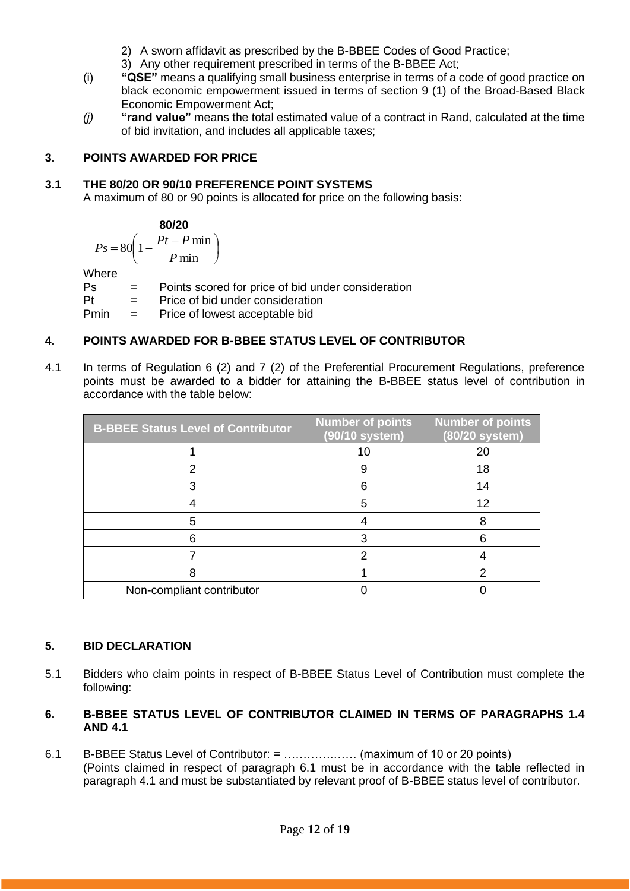2) A sworn affidavit as prescribed by the B-BBEE Codes of Good Practice;
3) Any other requirement prescribed in terms of the B-BBEE Act;

(i) **"QSE"** means a qualifying small business enterprise in terms of a code of good practice on black economic empowerment issued in terms of section 9 (1) of the Broad-Based Black Economic Empowerment Act;

*(j)* **"rand value"** means the total estimated value of a contract in Rand, calculated at the time of bid invitation, and includes all applicable taxes;

## 3. POINTS AWARDED FOR PRICE

### 3.1 THE 80/20 OR 90/10 PREFERENCE POINT SYSTEMS

A maximum of 80 or 90 points is allocated for price on the following basis:

**80/20**

$$Ps = 80\left(1 - \frac{Pt - P\min}{P\min}\right)$$

Where

Ps = Points scored for price of bid under consideration

Pt = Price of bid under consideration

Pmin = Price of lowest acceptable bid

## 4. POINTS AWARDED FOR B-BBEE STATUS LEVEL OF CONTRIBUTOR

4.1 In terms of Regulation 6 (2) and 7 (2) of the Preferential Procurement Regulations, preference points must be awarded to a bidder for attaining the B-BBEE status level of contribution in accordance with the table below:

| B-BBEE Status Level of Contributor | Number of points (90/10 system) | Number of points (80/20 system) |
|---|---|---|
| 1 | 10 | 20 |
| 2 | 9 | 18 |
| 3 | 6 | 14 |
| 4 | 5 | 12 |
| 5 | 4 | 8 |
| 6 | 3 | 6 |
| 7 | 2 | 4 |
| 8 | 1 | 2 |
| Non-compliant contributor | 0 | 0 |

## 5. BID DECLARATION

5.1 Bidders who claim points in respect of B-BBEE Status Level of Contribution must complete the following:

## 6. B-BBEE STATUS LEVEL OF CONTRIBUTOR CLAIMED IN TERMS OF PARAGRAPHS 1.4 AND 4.1

6.1 B-BBEE Status Level of Contributor: = ……………… (maximum of 10 or 20 points)
(Points claimed in respect of paragraph 6.1 must be in accordance with the table reflected in paragraph 4.1 and must be substantiated by relevant proof of B-BBEE status level of contributor.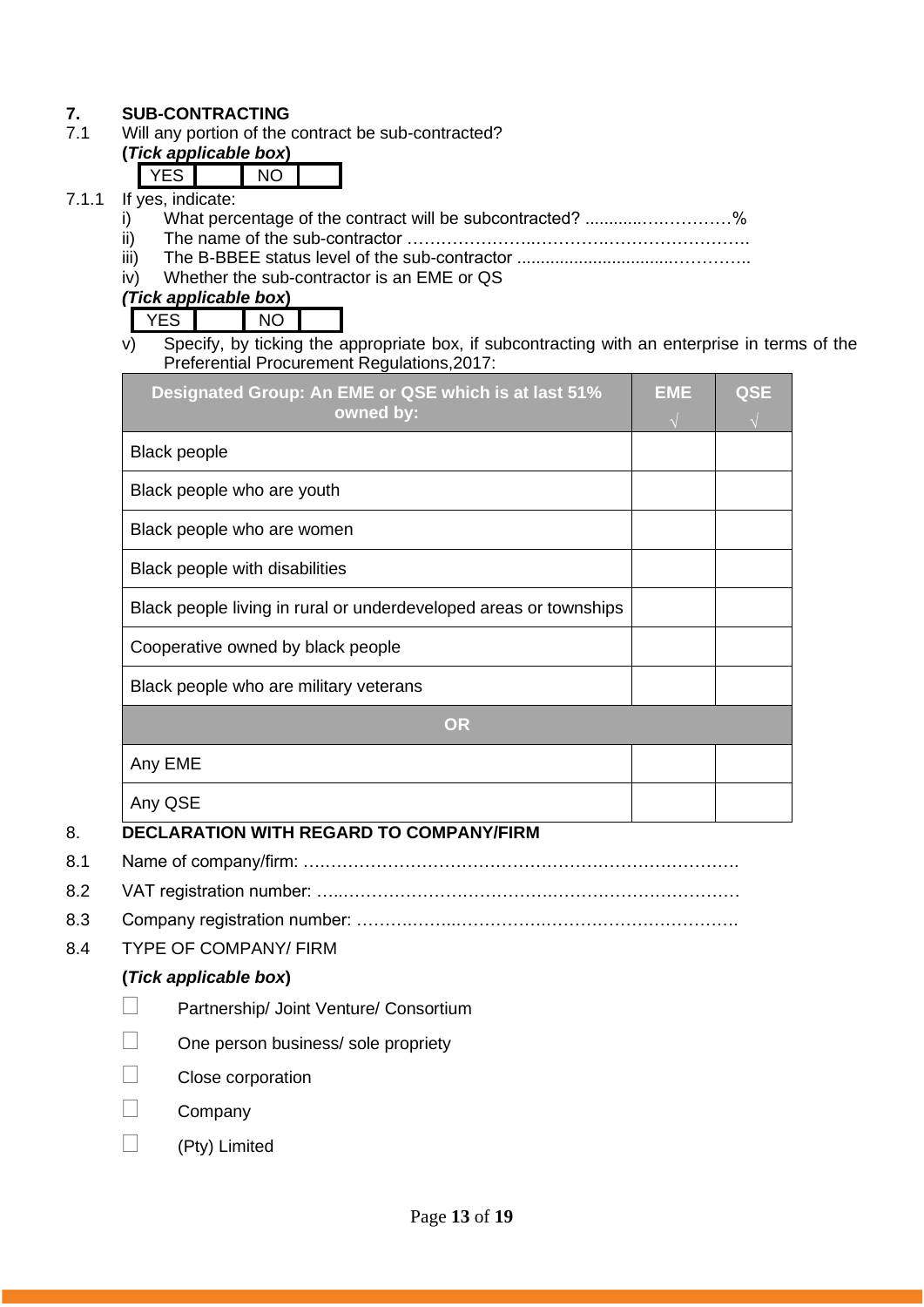## 7. SUB-CONTRACTING

7.1 Will any portion of the contract be sub-contracted?

**(*Tick applicable box*)**

| YES | | NO | |
|---|---|---|---|

7.1.1 If yes, indicate:

i) What percentage of the contract will be subcontracted? ............……………%

ii) The name of the sub-contractor …………………..………….……………………….

iii) The B-BBEE status level of the sub-contractor ................................…………..

iv) Whether the sub-contractor is an EME or QS

***(Tick applicable box*)**

| YES | | NO | |
|---|---|---|---|

v) Specify, by ticking the appropriate box, if subcontracting with an enterprise in terms of the Preferential Procurement Regulations,2017:

| Designated Group: An EME or QSE which is at last 51% owned by: | EME √ | QSE √ |
|---|---|---|
| Black people | | |
| Black people who are youth | | |
| Black people who are women | | |
| Black people with disabilities | | |
| Black people living in rural or underdeveloped areas or townships | | |
| Cooperative owned by black people | | |
| Black people who are military veterans | | |
| **OR** | | |
| Any EME | | |
| Any QSE | | |

## 8. DECLARATION WITH REGARD TO COMPANY/FIRM

8.1 Name of company/firm: ….……………………………………………………………….

8.2 VAT registration number: …..……………………………….…………………………

8.3 Company registration number: …………….……..…………….………………………….

8.4 TYPE OF COMPANY/ FIRM

**(*Tick applicable box*)**

- ☐ Partnership/ Joint Venture/ Consortium
- ☐ One person business/ sole propriety
- ☐ Close corporation
- ☐ Company
- ☐ (Pty) Limited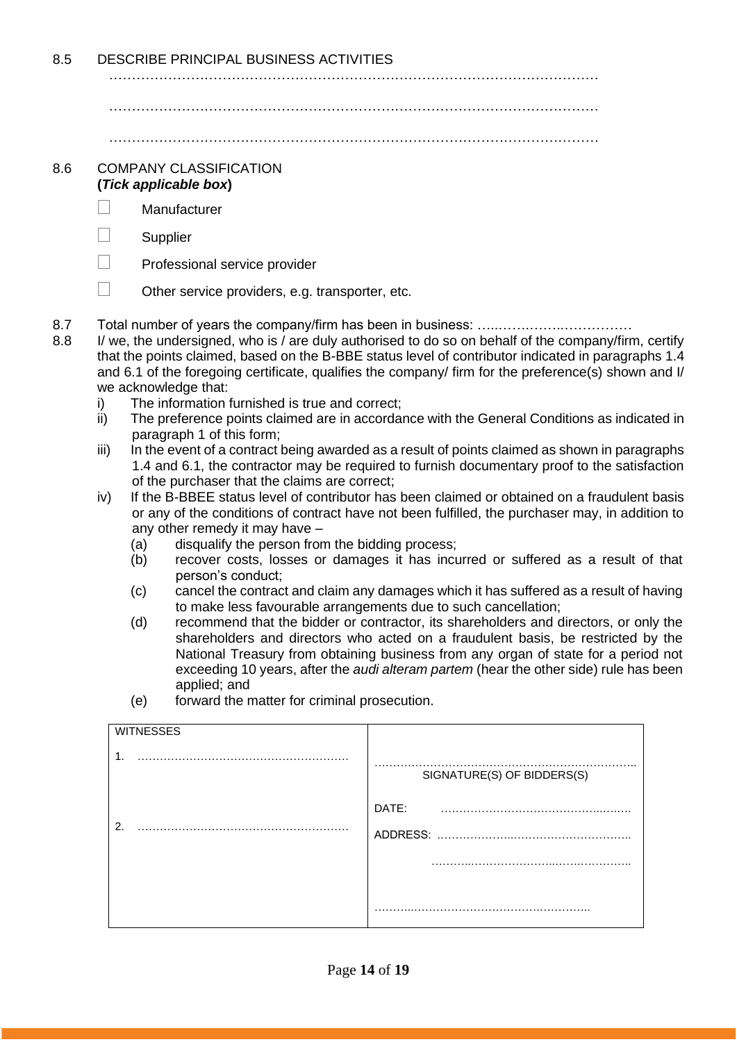8.5 DESCRIBE PRINCIPAL BUSINESS ACTIVITIES

………………………………………………………………………………………………

………………………………………………………………………………………………

………………………………………………………………………………………………

8.6 COMPANY CLASSIFICATION
**(*Tick applicable box*)**

☐ Manufacturer

☐ Supplier

☐ Professional service provider

☐ Other service providers, e.g. transporter, etc.

8.7 Total number of years the company/firm has been in business: ……………………………

8.8 I/ we, the undersigned, who is / are duly authorised to do so on behalf of the company/firm, certify that the points claimed, based on the B-BBE status level of contributor indicated in paragraphs 1.4 and 6.1 of the foregoing certificate, qualifies the company/ firm for the preference(s) shown and I/ we acknowledge that:

i) The information furnished is true and correct;
ii) The preference points claimed are in accordance with the General Conditions as indicated in paragraph 1 of this form;
iii) In the event of a contract being awarded as a result of points claimed as shown in paragraphs 1.4 and 6.1, the contractor may be required to furnish documentary proof to the satisfaction of the purchaser that the claims are correct;
iv) If the B-BBEE status level of contributor has been claimed or obtained on a fraudulent basis or any of the conditions of contract have not been fulfilled, the purchaser may, in addition to any other remedy it may have –
   (a) disqualify the person from the bidding process;
   (b) recover costs, losses or damages it has incurred or suffered as a result of that person's conduct;
   (c) cancel the contract and claim any damages which it has suffered as a result of having to make less favourable arrangements due to such cancellation;
   (d) recommend that the bidder or contractor, its shareholders and directors, or only the shareholders and directors who acted on a fraudulent basis, be restricted by the National Treasury from obtaining business from any organ of state for a period not exceeding 10 years, after the *audi alteram partem* (hear the other side) rule has been applied; and
   (e) forward the matter for criminal prosecution.

| WITNESSES | |
|---|---|
| 1. ………………………………………………… | ……………………………………………………………… SIGNATURE(S) OF BIDDERS(S) |
| 2. ………………………………………………… | DATE: ………………………………………… |
| | ADDRESS: ………………………………………………… |
| | ……………………………………………… |
| | ……………………………………………… |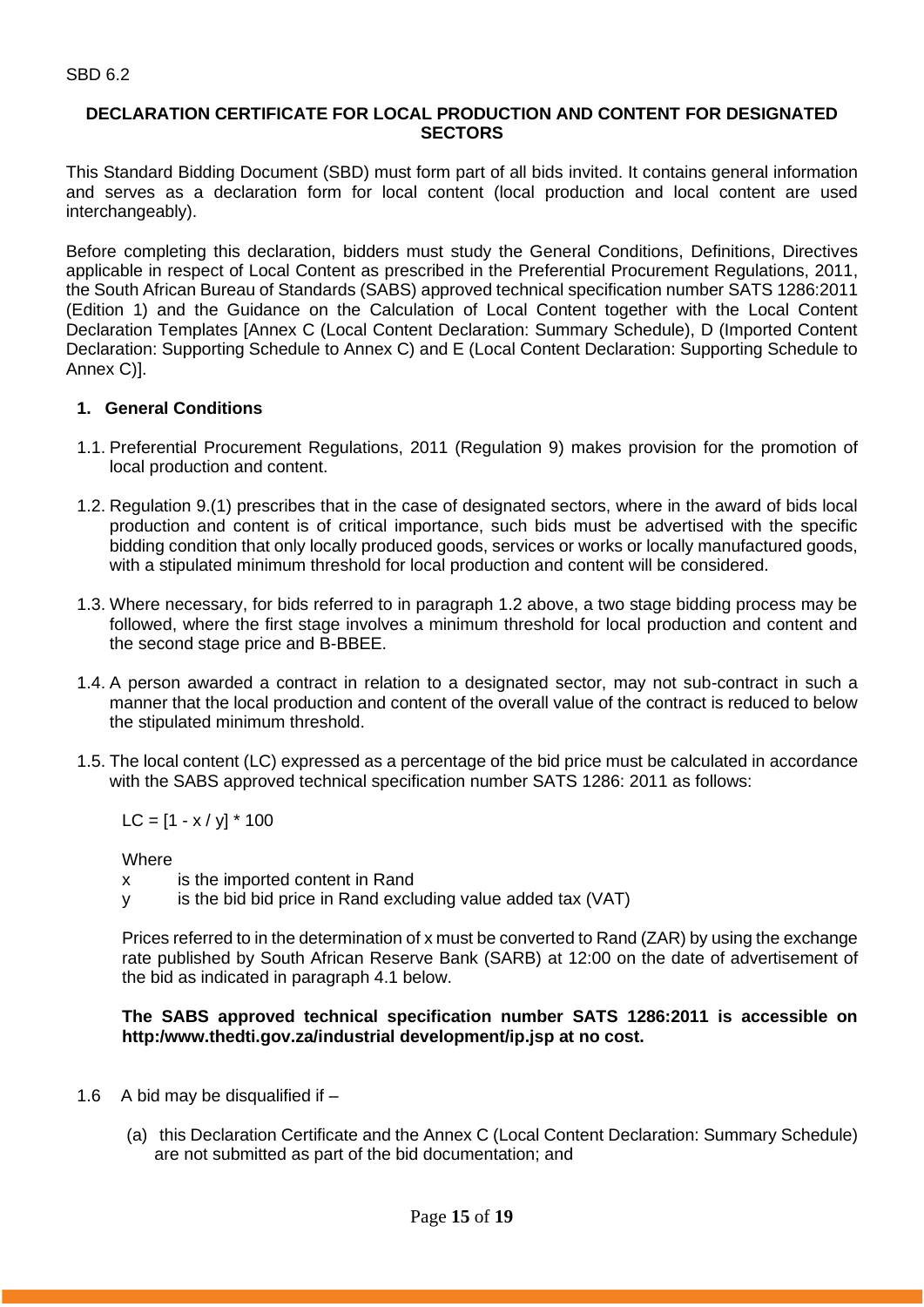SBD 6.2

**DECLARATION CERTIFICATE FOR LOCAL PRODUCTION AND CONTENT FOR DESIGNATED SECTORS**

This Standard Bidding Document (SBD) must form part of all bids invited. It contains general information and serves as a declaration form for local content (local production and local content are used interchangeably).

Before completing this declaration, bidders must study the General Conditions, Definitions, Directives applicable in respect of Local Content as prescribed in the Preferential Procurement Regulations, 2011, the South African Bureau of Standards (SABS) approved technical specification number SATS 1286:2011 (Edition 1) and the Guidance on the Calculation of Local Content together with the Local Content Declaration Templates [Annex C (Local Content Declaration: Summary Schedule), D (Imported Content Declaration: Supporting Schedule to Annex C) and E (Local Content Declaration: Supporting Schedule to Annex C)].

**1. General Conditions**

1.1. Preferential Procurement Regulations, 2011 (Regulation 9) makes provision for the promotion of local production and content.

1.2. Regulation 9.(1) prescribes that in the case of designated sectors, where in the award of bids local production and content is of critical importance, such bids must be advertised with the specific bidding condition that only locally produced goods, services or works or locally manufactured goods, with a stipulated minimum threshold for local production and content will be considered.

1.3. Where necessary, for bids referred to in paragraph 1.2 above, a two stage bidding process may be followed, where the first stage involves a minimum threshold for local production and content and the second stage price and B-BBEE.

1.4. A person awarded a contract in relation to a designated sector, may not sub-contract in such a manner that the local production and content of the overall value of the contract is reduced to below the stipulated minimum threshold.

1.5. The local content (LC) expressed as a percentage of the bid price must be calculated in accordance with the SABS approved technical specification number SATS 1286: 2011 as follows:

$$LC = [1 - x / y] * 100$$

Where

x  is the imported content in Rand

y  is the bid bid price in Rand excluding value added tax (VAT)

Prices referred to in the determination of x must be converted to Rand (ZAR) by using the exchange rate published by South African Reserve Bank (SARB) at 12:00 on the date of advertisement of the bid as indicated in paragraph 4.1 below.

**The SABS approved technical specification number SATS 1286:2011 is accessible on http:/www.thedti.gov.za/industrial development/ip.jsp at no cost.**

1.6 A bid may be disqualified if –

(a) this Declaration Certificate and the Annex C (Local Content Declaration: Summary Schedule) are not submitted as part of the bid documentation; and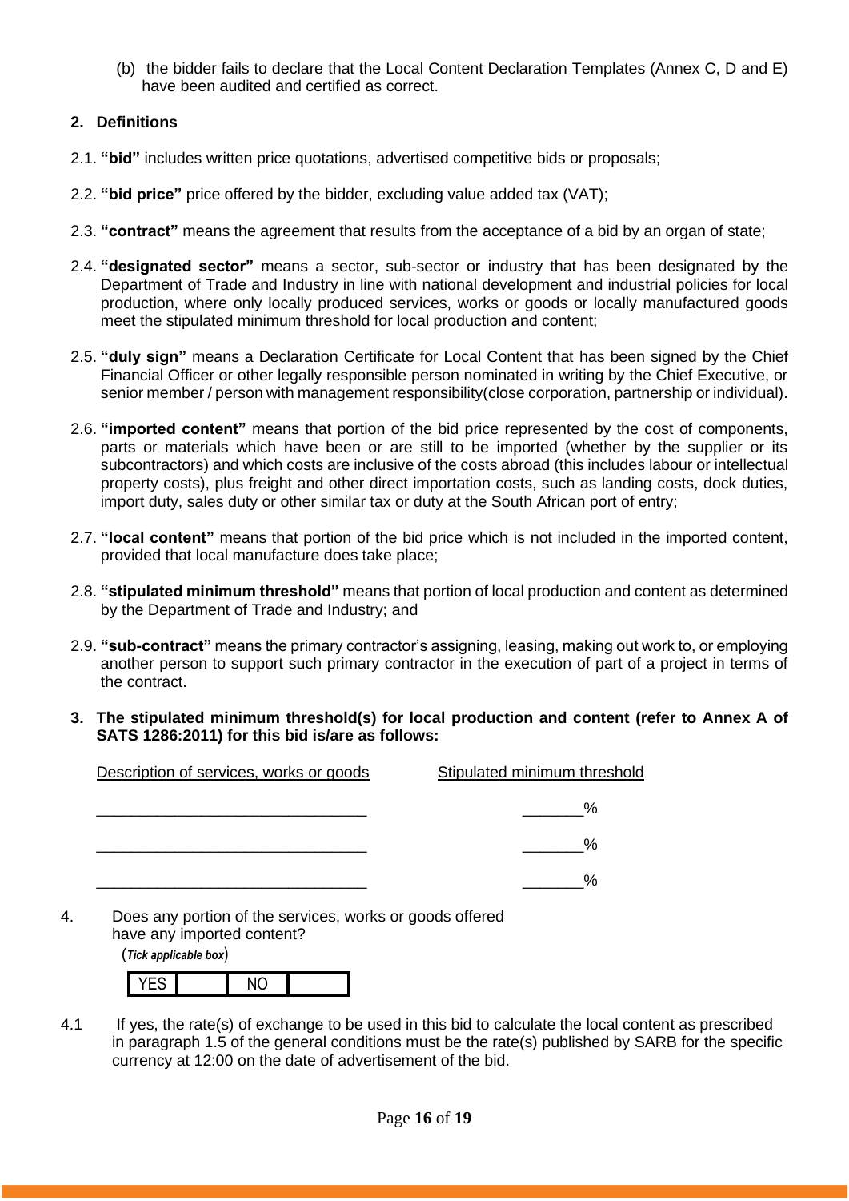(b) the bidder fails to declare that the Local Content Declaration Templates (Annex C, D and E) have been audited and certified as correct.

## 2. Definitions

2.1. **"bid"** includes written price quotations, advertised competitive bids or proposals;

2.2. **"bid price"** price offered by the bidder, excluding value added tax (VAT);

2.3. **"contract"** means the agreement that results from the acceptance of a bid by an organ of state;

2.4. **"designated sector"** means a sector, sub-sector or industry that has been designated by the Department of Trade and Industry in line with national development and industrial policies for local production, where only locally produced services, works or goods or locally manufactured goods meet the stipulated minimum threshold for local production and content;

2.5. **"duly sign"** means a Declaration Certificate for Local Content that has been signed by the Chief Financial Officer or other legally responsible person nominated in writing by the Chief Executive, or senior member / person with management responsibility(close corporation, partnership or individual).

2.6. **"imported content"** means that portion of the bid price represented by the cost of components, parts or materials which have been or are still to be imported (whether by the supplier or its subcontractors) and which costs are inclusive of the costs abroad (this includes labour or intellectual property costs), plus freight and other direct importation costs, such as landing costs, dock duties, import duty, sales duty or other similar tax or duty at the South African port of entry;

2.7. **"local content"** means that portion of the bid price which is not included in the imported content, provided that local manufacture does take place;

2.8. **"stipulated minimum threshold"** means that portion of local production and content as determined by the Department of Trade and Industry; and

2.9. **"sub-contract"** means the primary contractor's assigning, leasing, making out work to, or employing another person to support such primary contractor in the execution of part of a project in terms of the contract.

## 3. The stipulated minimum threshold(s) for local production and content (refer to Annex A of SATS 1286:2011) for this bid is/are as follows:

| Description of services, works or goods | Stipulated minimum threshold |
|---|---|
| _______________________________ | _______% |
| _______________________________ | _______% |
| _______________________________ | _______% |

4. Does any portion of the services, works or goods offered have any imported content?

(***Tick applicable box***)

| YES | | NO | |
|---|---|---|---|

4.1 If yes, the rate(s) of exchange to be used in this bid to calculate the local content as prescribed in paragraph 1.5 of the general conditions must be the rate(s) published by SARB for the specific currency at 12:00 on the date of advertisement of the bid.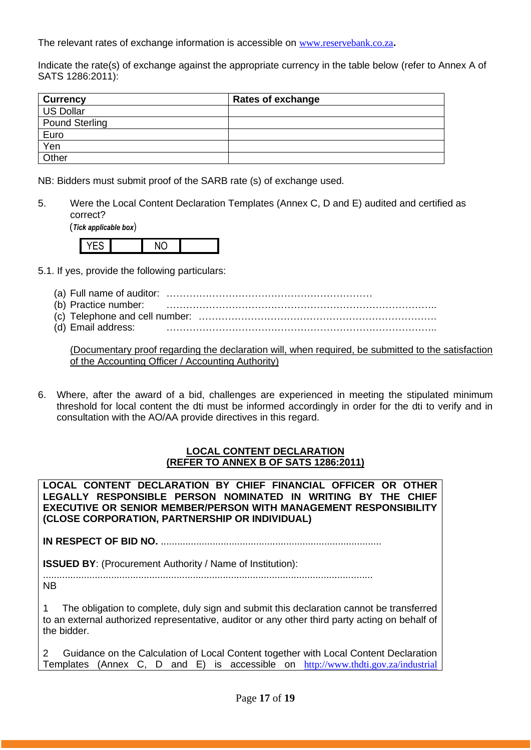The relevant rates of exchange information is accessible on www.reservebank.co.za.

Indicate the rate(s) of exchange against the appropriate currency in the table below (refer to Annex A of SATS 1286:2011):

| Currency | Rates of exchange |
|---|---|
| US Dollar | |
| Pound Sterling | |
| Euro | |
| Yen | |
| Other | |

NB: Bidders must submit proof of the SARB rate (s) of exchange used.

5. Were the Local Content Declaration Templates (Annex C, D and E) audited and certified as correct?
   (*Tick applicable box*)

| YES | | NO | |
|---|---|---|---|

5.1. If yes, provide the following particulars:

(a) Full name of auditor: ………………………………………………………
(b) Practice number: ………………………………………………………………………..
(c) Telephone and cell number: ……………………………………………………………….
(d) Email address: ………………………………………………………………………..

(Documentary proof regarding the declaration will, when required, be submitted to the satisfaction of the Accounting Officer / Accounting Authority)

6. Where, after the award of a bid, challenges are experienced in meeting the stipulated minimum threshold for local content the dti must be informed accordingly in order for the dti to verify and in consultation with the AO/AA provide directives in this regard.

## LOCAL CONTENT DECLARATION
## (REFER TO ANNEX B OF SATS 1286:2011)

**LOCAL CONTENT DECLARATION BY CHIEF FINANCIAL OFFICER OR OTHER LEGALLY RESPONSIBLE PERSON NOMINATED IN WRITING BY THE CHIEF EXECUTIVE OR SENIOR MEMBER/PERSON WITH MANAGEMENT RESPONSIBILITY (CLOSE CORPORATION, PARTNERSHIP OR INDIVIDUAL)**

**IN RESPECT OF BID NO.** .................................................................................

**ISSUED BY**: (Procurement Authority / Name of Institution):
.........................................................................................................................

NB

1 The obligation to complete, duly sign and submit this declaration cannot be transferred to an external authorized representative, auditor or any other third party acting on behalf of the bidder.

2 Guidance on the Calculation of Local Content together with Local Content Declaration Templates (Annex C, D and E) is accessible on http://www.thdti.gov.za/industrial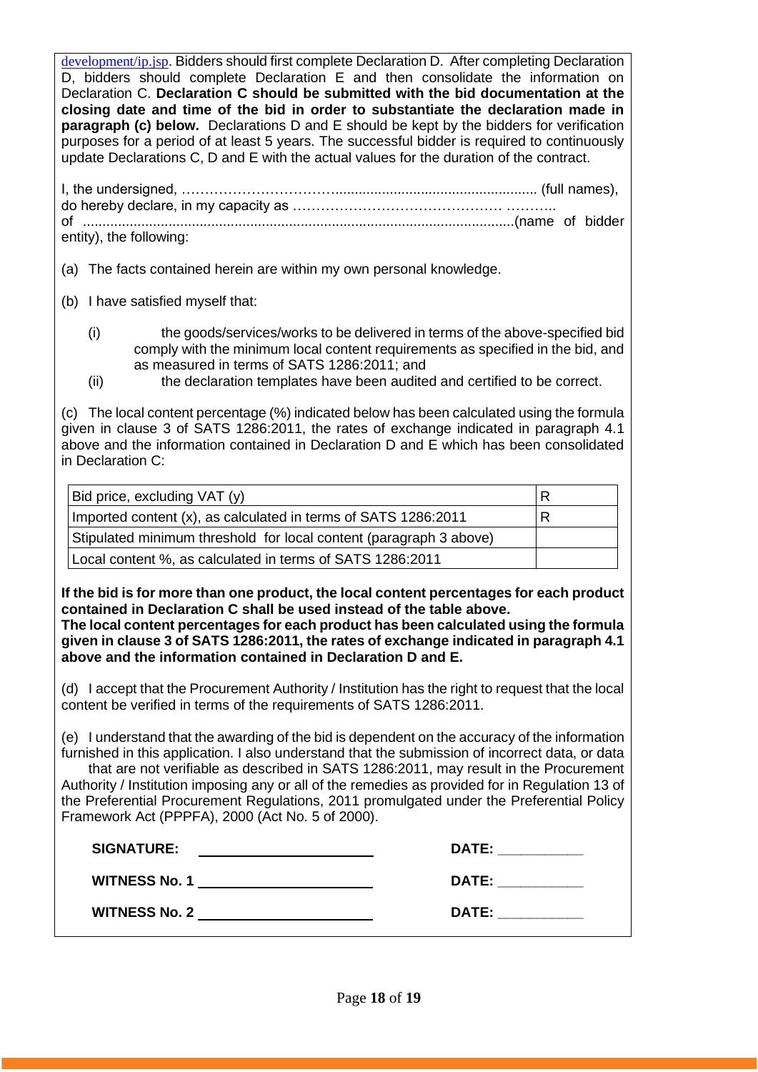development/ip.jsp. Bidders should first complete Declaration D. After completing Declaration D, bidders should complete Declaration E and then consolidate the information on Declaration C. **Declaration C should be submitted with the bid documentation at the closing date and time of the bid in order to substantiate the declaration made in paragraph (c) below.** Declarations D and E should be kept by the bidders for verification purposes for a period of at least 5 years. The successful bidder is required to continuously update Declarations C, D and E with the actual values for the duration of the contract.

I, the undersigned, …………………………….................................................... (full names), do hereby declare, in my capacity as …………………………………… ……….. of ..............................................................................................................(name of bidder entity), the following:

(a) The facts contained herein are within my own personal knowledge.

(b) I have satisfied myself that:

(i) the goods/services/works to be delivered in terms of the above-specified bid comply with the minimum local content requirements as specified in the bid, and as measured in terms of SATS 1286:2011; and

(ii) the declaration templates have been audited and certified to be correct.

(c) The local content percentage (%) indicated below has been calculated using the formula given in clause 3 of SATS 1286:2011, the rates of exchange indicated in paragraph 4.1 above and the information contained in Declaration D and E which has been consolidated in Declaration C:

| | |
|---|---|
| Bid price, excluding VAT (y) | R |
| Imported content (x), as calculated in terms of SATS 1286:2011 | R |
| Stipulated minimum threshold for local content (paragraph 3 above) | |
| Local content %, as calculated in terms of SATS 1286:2011 | |

**If the bid is for more than one product, the local content percentages for each product contained in Declaration C shall be used instead of the table above.**
**The local content percentages for each product has been calculated using the formula given in clause 3 of SATS 1286:2011, the rates of exchange indicated in paragraph 4.1 above and the information contained in Declaration D and E.**

(d) I accept that the Procurement Authority / Institution has the right to request that the local content be verified in terms of the requirements of SATS 1286:2011.

(e) I understand that the awarding of the bid is dependent on the accuracy of the information furnished in this application. I also understand that the submission of incorrect data, or data that are not verifiable as described in SATS 1286:2011, may result in the Procurement Authority / Institution imposing any or all of the remedies as provided for in Regulation 13 of the Preferential Procurement Regulations, 2011 promulgated under the Preferential Policy Framework Act (PPPFA), 2000 (Act No. 5 of 2000).

**SIGNATURE:** ______________________ **DATE:** ___________

**WITNESS No. 1** ______________________ **DATE:** ___________

**WITNESS No. 2** ______________________ **DATE:** ___________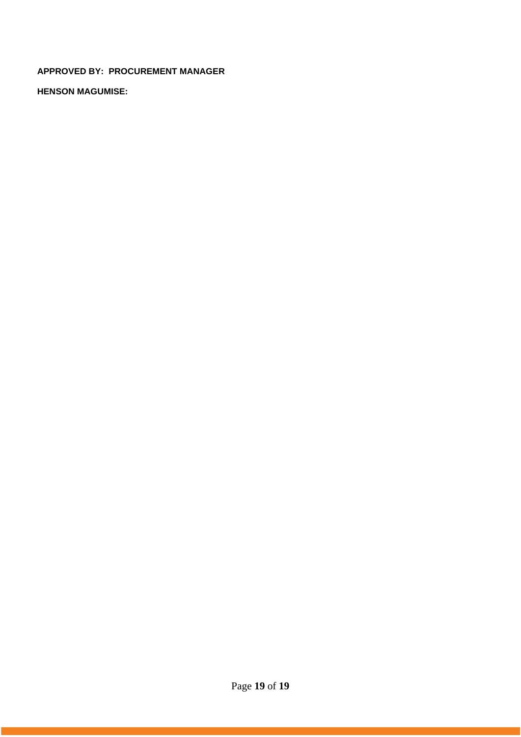**APPROVED BY: PROCUREMENT MANAGER**

**HENSON MAGUMISE:**